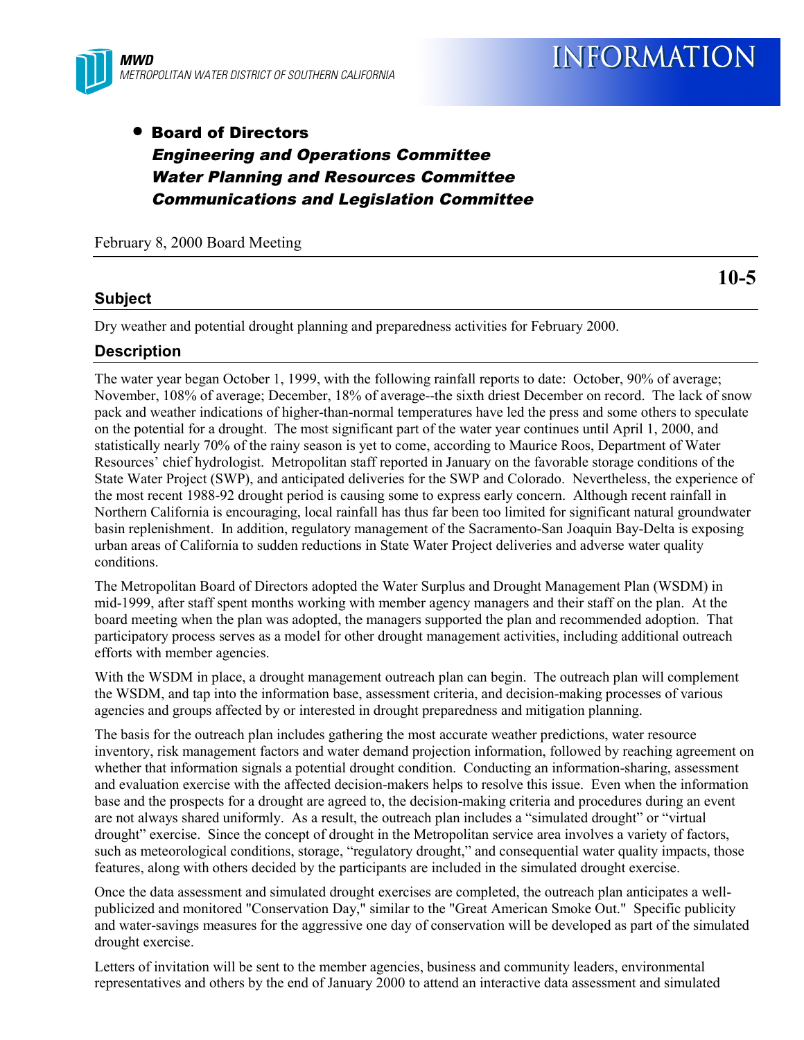**MWD**
*METROPOLITAN WATER DISTRICT OF SOUTHERN CALIFORNIA*

# INFORMATION

- **Board of Directors**
  ***Engineering and Operations Committee***
  ***Water Planning and Resources Committee***
  ***Communications and Legislation Committee***

February 8, 2000 Board Meeting

**10-5**

## Subject

Dry weather and potential drought planning and preparedness activities for February 2000.

## Description

The water year began October 1, 1999, with the following rainfall reports to date: October, 90% of average; November, 108% of average; December, 18% of average--the sixth driest December on record. The lack of snow pack and weather indications of higher-than-normal temperatures have led the press and some others to speculate on the potential for a drought. The most significant part of the water year continues until April 1, 2000, and statistically nearly 70% of the rainy season is yet to come, according to Maurice Roos, Department of Water Resources' chief hydrologist. Metropolitan staff reported in January on the favorable storage conditions of the State Water Project (SWP), and anticipated deliveries for the SWP and Colorado. Nevertheless, the experience of the most recent 1988-92 drought period is causing some to express early concern. Although recent rainfall in Northern California is encouraging, local rainfall has thus far been too limited for significant natural groundwater basin replenishment. In addition, regulatory management of the Sacramento-San Joaquin Bay-Delta is exposing urban areas of California to sudden reductions in State Water Project deliveries and adverse water quality conditions.

The Metropolitan Board of Directors adopted the Water Surplus and Drought Management Plan (WSDM) in mid-1999, after staff spent months working with member agency managers and their staff on the plan. At the board meeting when the plan was adopted, the managers supported the plan and recommended adoption. That participatory process serves as a model for other drought management activities, including additional outreach efforts with member agencies.

With the WSDM in place, a drought management outreach plan can begin. The outreach plan will complement the WSDM, and tap into the information base, assessment criteria, and decision-making processes of various agencies and groups affected by or interested in drought preparedness and mitigation planning.

The basis for the outreach plan includes gathering the most accurate weather predictions, water resource inventory, risk management factors and water demand projection information, followed by reaching agreement on whether that information signals a potential drought condition. Conducting an information-sharing, assessment and evaluation exercise with the affected decision-makers helps to resolve this issue. Even when the information base and the prospects for a drought are agreed to, the decision-making criteria and procedures during an event are not always shared uniformly. As a result, the outreach plan includes a "simulated drought" or "virtual drought" exercise. Since the concept of drought in the Metropolitan service area involves a variety of factors, such as meteorological conditions, storage, "regulatory drought," and consequential water quality impacts, those features, along with others decided by the participants are included in the simulated drought exercise.

Once the data assessment and simulated drought exercises are completed, the outreach plan anticipates a well-publicized and monitored "Conservation Day," similar to the "Great American Smoke Out." Specific publicity and water-savings measures for the aggressive one day of conservation will be developed as part of the simulated drought exercise.

Letters of invitation will be sent to the member agencies, business and community leaders, environmental representatives and others by the end of January 2000 to attend an interactive data assessment and simulated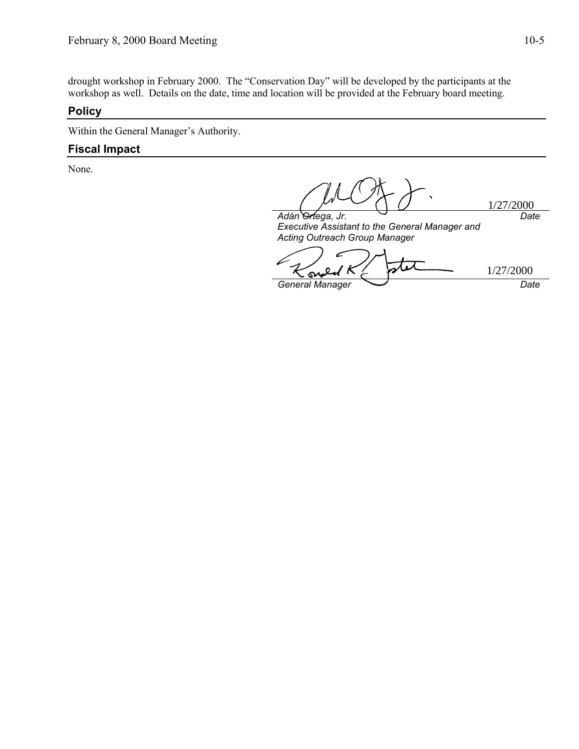drought workshop in February 2000. The "Conservation Day" will be developed by the participants at the workshop as well. Details on the date, time and location will be provided at the February board meeting.

## Policy

Within the General Manager's Authority.

## Fiscal Impact

None.

1/27/2000

*Adán Ortega, Jr.* — *Date*

*Executive Assistant to the General Manager and Acting Outreach Group Manager*

1/27/2000

*General Manager* — *Date*